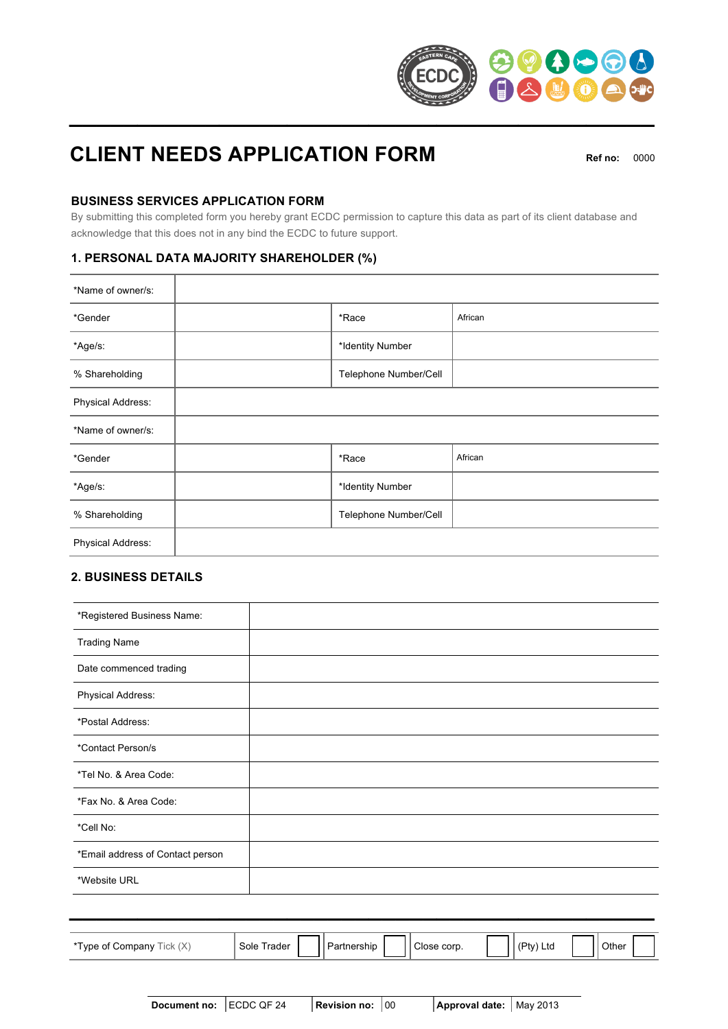# CLIENT NEEDS APPLICATION FORM

**Ref no:** 0000

## BUSINESS SERVICES APPLICATION FORM

By submitting this completed form you hereby grant ECDC permission to capture this data as part of its client database and acknowledge that this does not in any bind the ECDC to future support.

### 1. PERSONAL DATA MAJORITY SHAREHOLDER (%)

| | | | |
|---|---|---|---|
| *Name of owner/s: | | | |
| *Gender | | *Race | African |
| *Age/s: | | *Identity Number | |
| % Shareholding | | Telephone Number/Cell | |
| Physical Address: | | | |
| *Name of owner/s: | | | |
| *Gender | | *Race | African |
| *Age/s: | | *Identity Number | |
| % Shareholding | | Telephone Number/Cell | |
| Physical Address: | | | |

### 2. BUSINESS DETAILS

| | |
|---|---|
| *Registered Business Name: | |
| Trading Name | |
| Date commenced trading | |
| Physical Address: | |
| *Postal Address: | |
| *Contact Person/s | |
| *Tel No. & Area Code: | |
| *Fax No. & Area Code: | |
| *Cell No: | |
| *Email address of Contact person | |
| *Website URL | |

| | | | | | | | | | | |
|---|---|---|---|---|---|---|---|---|---|---|
| *Type of Company Tick (X) | Sole Trader | | Partnership | | Close corp. | | (Pty) Ltd | | Other | |

| | | | | | |
|---|---|---|---|---|---|
| **Document no:** | ECDC QF 24 | **Revision no:** | 00 | **Approval date:** | May 2013 |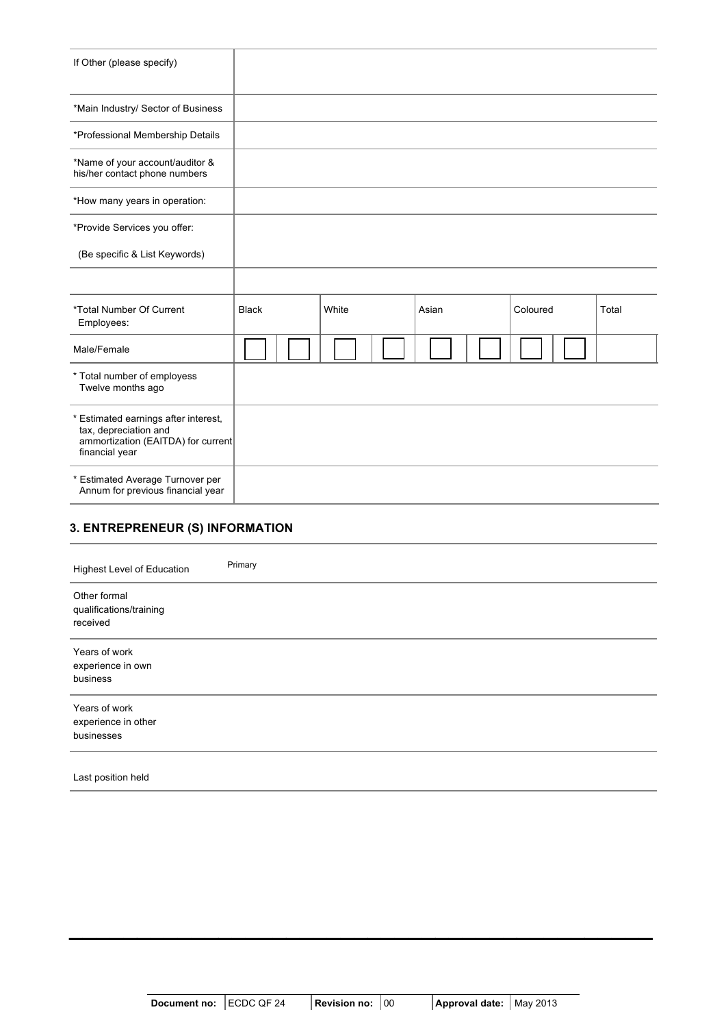| | | | | | | | | | |
|---|---|---|---|---|---|---|---|---|---|
| If Other (please specify) | | | | | | | | | |
| *Main Industry/ Sector of Business | | | | | | | | | |
| *Professional Membership Details | | | | | | | | | |
| *Name of your account/auditor & his/her contact phone numbers | | | | | | | | | |
| *How many years in operation: | | | | | | | | | |
| *Provide Services you offer:<br><br>(Be specific & List Keywords) | | | | | | | | | |
| | | | | | | | | | |
| *Total Number Of Current Employees: | Black | | White | | Asian | | Coloured | | Total |
| Male/Female | ☐ | ☐ | ☐ | ☐ | ☐ | ☐ | ☐ | ☐ | |
| * Total number of employess Twelve months ago | | | | | | | | | |
| * Estimated earnings after interest, tax, depreciation and ammortization (EAITDA) for current financial year | | | | | | | | | |
| * Estimated Average Turnover per Annum for previous financial year | | | | | | | | | |

## 3. ENTREPRENEUR (S) INFORMATION

| | |
|---|---|
| Highest Level of Education | Primary |
| Other formal qualifications/training received | |
| Years of work experience in own business | |
| Years of work experience in other businesses | |
| Last position held | |

| Document no: | ECDC QF 24 | Revision no: | 00 | Approval date: | May 2013 |
|---|---|---|---|---|---|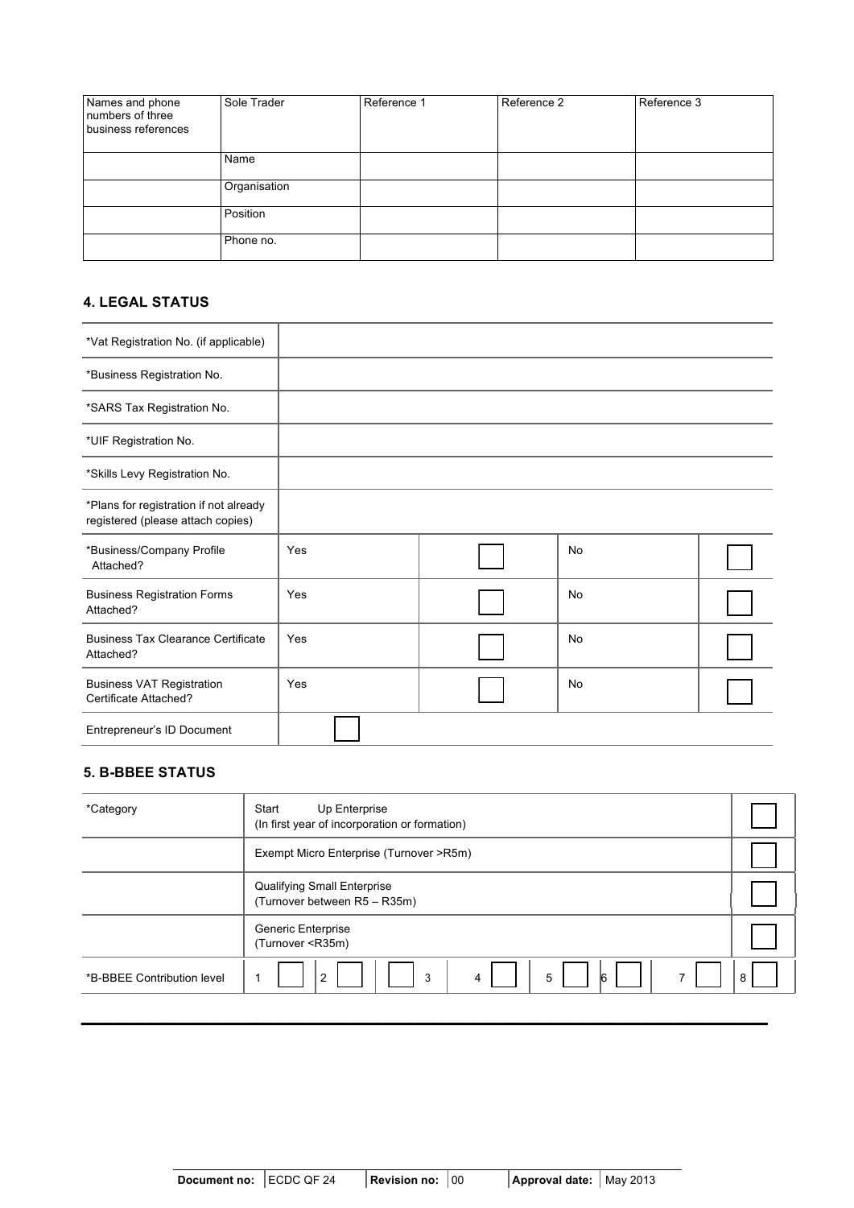| Names and phone numbers of three business references | Sole Trader | Reference 1 | Reference 2 | Reference 3 |
|---|---|---|---|---|
| | Name | | | |
| | Organisation | | | |
| | Position | | | |
| | Phone no. | | | |

## 4. LEGAL STATUS

| | | | | |
|---|---|---|---|---|
| *Vat Registration No. (if applicable) | | | | |
| *Business Registration No. | | | | |
| *SARS Tax Registration No. | | | | |
| *UIF Registration No. | | | | |
| *Skills Levy Registration No. | | | | |
| *Plans for registration if not already registered (please attach copies) | | | | |
| *Business/Company Profile Attached? | Yes | ☐ | No | ☐ |
| Business Registration Forms Attached? | Yes | ☐ | No | ☐ |
| Business Tax Clearance Certificate Attached? | Yes | ☐ | No | ☐ |
| Business VAT Registration Certificate Attached? | Yes | ☐ | No | ☐ |
| Entrepreneur's ID Document | ☐ | | | |

## 5. B-BBEE STATUS

| | | |
|---|---|---|
| *Category | Start Up Enterprise (In first year of incorporation or formation) | ☐ |
| | Exempt Micro Enterprise (Turnover >R5m) | ☐ |
| | Qualifying Small Enterprise (Turnover between R5 – R35m) | ☐ |
| | Generic Enterprise (Turnover <R35m) | ☐ |
| *B-BBEE Contribution level | 1 ☐ 2 ☐ ☐ 3 4 ☐ 5 ☐ 6 ☐ 7 ☐ 8 ☐ | |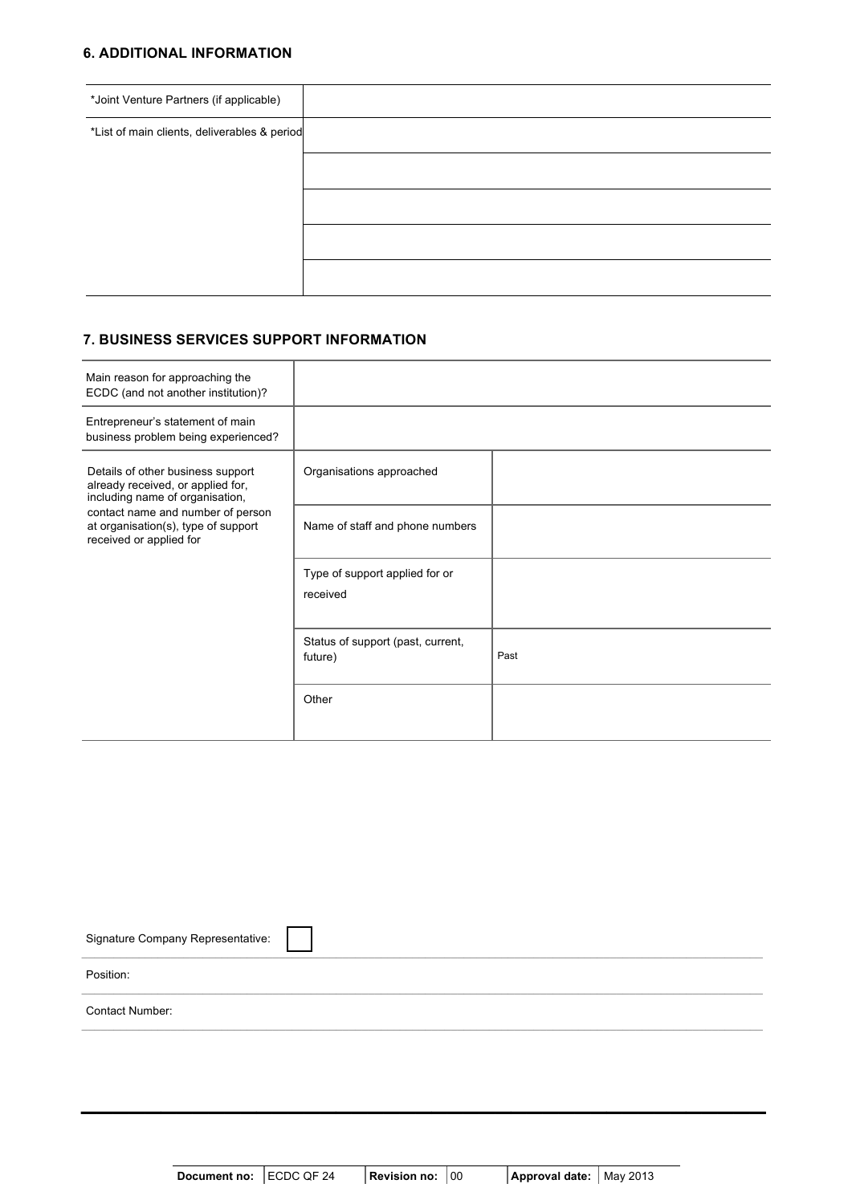### 6. ADDITIONAL INFORMATION

| | |
|---|---|
| *Joint Venture Partners (if applicable) | |
| *List of main clients, deliverables & period | |
| | |
| | |
| | |
| | |

### 7. BUSINESS SERVICES SUPPORT INFORMATION

| | | |
|---|---|---|
| Main reason for approaching the ECDC (and not another institution)? | | |
| Entrepreneur's statement of main business problem being experienced? | | |
| Details of other business support already received, or applied for, including name of organisation, contact name and number of person at organisation(s), type of support received or applied for | Organisations approached | |
| | Name of staff and phone numbers | |
| | Type of support applied for or received | |
| | Status of support (past, current, future) | Past |
| | Other | |

Signature Company Representative: ☐

Position:

Contact Number:

| | | | | | |
|---|---|---|---|---|---|
| **Document no:** | ECDC QF 24 | **Revision no:** | 00 | **Approval date:** | May 2013 |